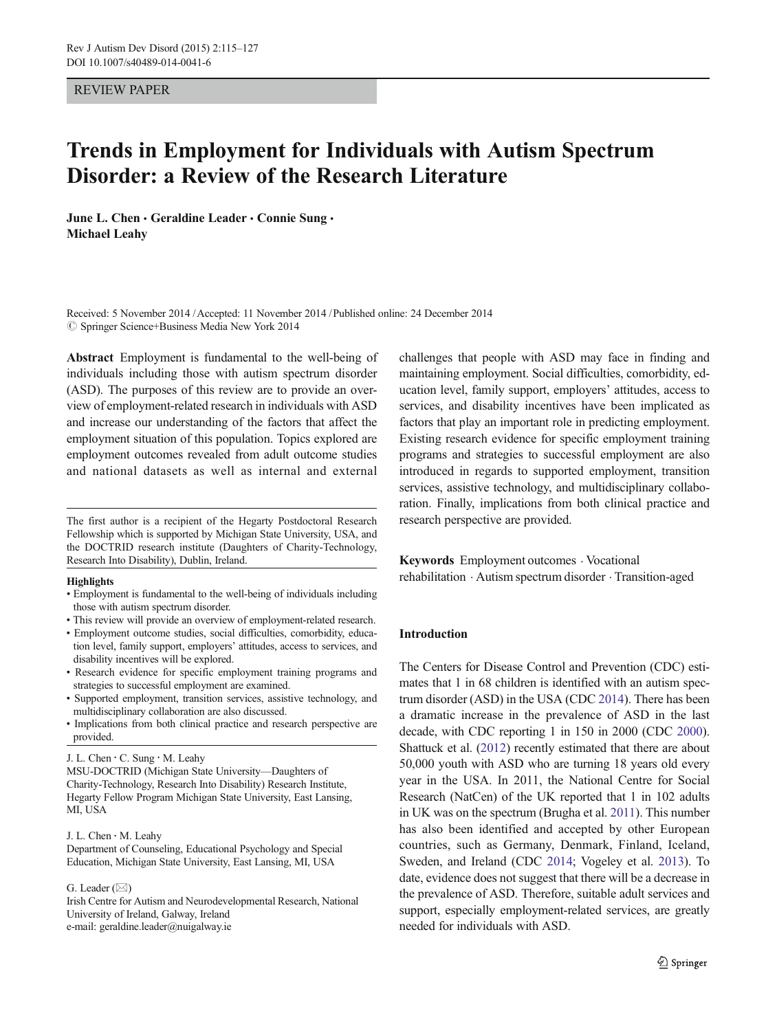REVIEW PAPER

# Trends in Employment for Individuals with Autism Spectrum Disorder: a Review of the Research Literature

**June L. Chen · Geraldine Leader · Connie Sung · Michael Leahy**

Received: 5 November 2014 / Accepted: 11 November 2014 / Published online: 24 December 2014
© Springer Science+Business Media New York 2014

**Abstract** Employment is fundamental to the well-being of individuals including those with autism spectrum disorder (ASD). The purposes of this review are to provide an overview of employment-related research in individuals with ASD and increase our understanding of the factors that affect the employment situation of this population. Topics explored are employment outcomes revealed from adult outcome studies and national datasets as well as internal and external challenges that people with ASD may face in finding and maintaining employment. Social difficulties, comorbidity, education level, family support, employers' attitudes, access to services, and disability incentives have been implicated as factors that play an important role in predicting employment. Existing research evidence for specific employment training programs and strategies to successful employment are also introduced in regards to supported employment, transition services, assistive technology, and multidisciplinary collaboration. Finally, implications from both clinical practice and research perspective are provided.

**Keywords** Employment outcomes · Vocational rehabilitation · Autism spectrum disorder · Transition-aged

The first author is a recipient of the Hegarty Postdoctoral Research Fellowship which is supported by Michigan State University, USA, and the DOCTRID research institute (Daughters of Charity-Technology, Research Into Disability), Dublin, Ireland.

**Highlights**

- Employment is fundamental to the well-being of individuals including those with autism spectrum disorder.
- This review will provide an overview of employment-related research.
- Employment outcome studies, social difficulties, comorbidity, education level, family support, employers' attitudes, access to services, and disability incentives will be explored.
- Research evidence for specific employment training programs and strategies to successful employment are examined.
- Supported employment, transition services, assistive technology, and multidisciplinary collaboration are also discussed.
- Implications from both clinical practice and research perspective are provided.

J. L. Chen · C. Sung · M. Leahy
MSU-DOCTRID (Michigan State University—Daughters of Charity-Technology, Research Into Disability) Research Institute, Hegarty Fellow Program Michigan State University, East Lansing, MI, USA

J. L. Chen · M. Leahy
Department of Counseling, Educational Psychology and Special Education, Michigan State University, East Lansing, MI, USA

G. Leader (✉)
Irish Centre for Autism and Neurodevelopmental Research, National University of Ireland, Galway, Ireland
e-mail: geraldine.leader@nuigalway.ie

## Introduction

The Centers for Disease Control and Prevention (CDC) estimates that 1 in 68 children is identified with an autism spectrum disorder (ASD) in the USA (CDC 2014). There has been a dramatic increase in the prevalence of ASD in the last decade, with CDC reporting 1 in 150 in 2000 (CDC 2000). Shattuck et al. (2012) recently estimated that there are about 50,000 youth with ASD who are turning 18 years old every year in the USA. In 2011, the National Centre for Social Research (NatCen) of the UK reported that 1 in 102 adults in UK was on the spectrum (Brugha et al. 2011). This number has also been identified and accepted by other European countries, such as Germany, Denmark, Finland, Iceland, Sweden, and Ireland (CDC 2014; Vogeley et al. 2013). To date, evidence does not suggest that there will be a decrease in the prevalence of ASD. Therefore, suitable adult services and support, especially employment-related services, are greatly needed for individuals with ASD.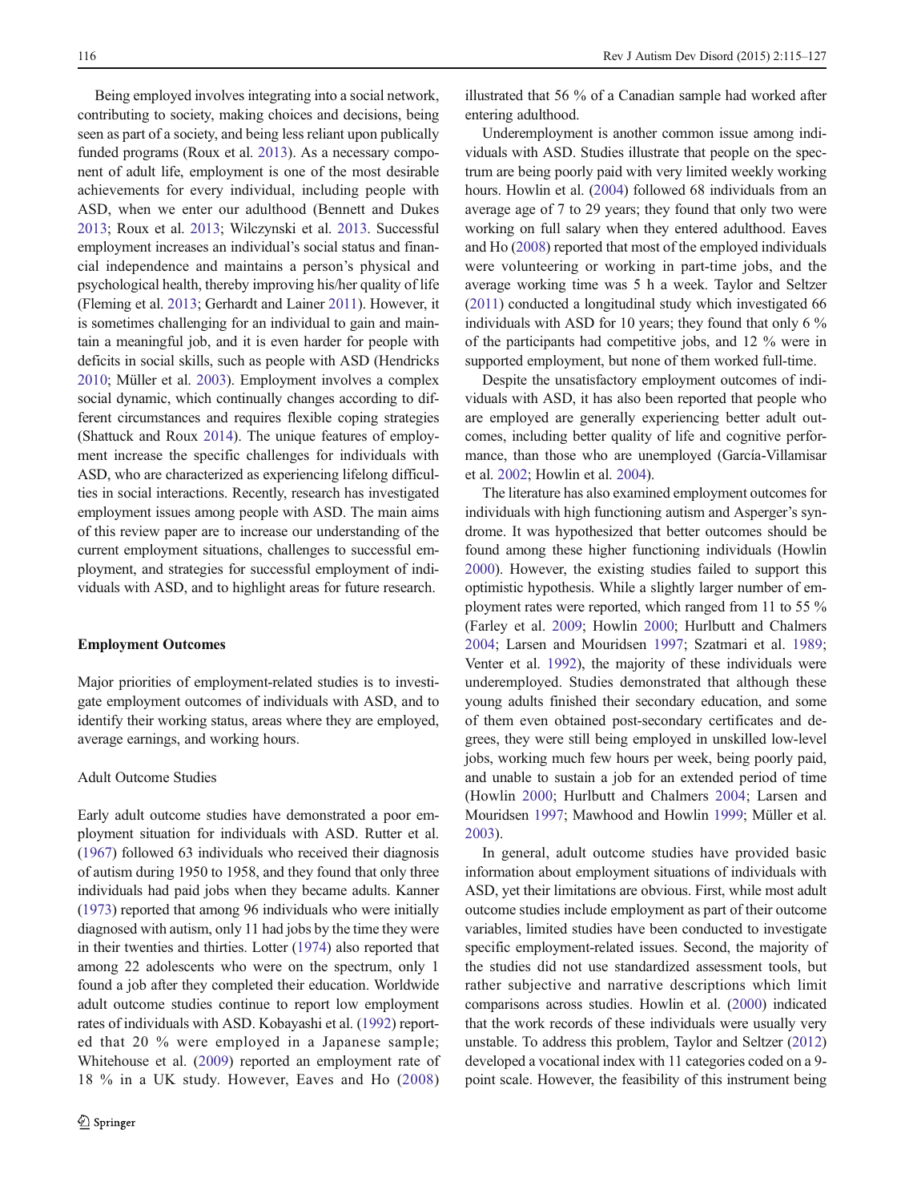Being employed involves integrating into a social network, contributing to society, making choices and decisions, being seen as part of a society, and being less reliant upon publically funded programs (Roux et al. 2013). As a necessary component of adult life, employment is one of the most desirable achievements for every individual, including people with ASD, when we enter our adulthood (Bennett and Dukes 2013; Roux et al. 2013; Wilczynski et al. 2013. Successful employment increases an individual's social status and financial independence and maintains a person's physical and psychological health, thereby improving his/her quality of life (Fleming et al. 2013; Gerhardt and Lainer 2011). However, it is sometimes challenging for an individual to gain and maintain a meaningful job, and it is even harder for people with deficits in social skills, such as people with ASD (Hendricks 2010; Müller et al. 2003). Employment involves a complex social dynamic, which continually changes according to different circumstances and requires flexible coping strategies (Shattuck and Roux 2014). The unique features of employment increase the specific challenges for individuals with ASD, who are characterized as experiencing lifelong difficulties in social interactions. Recently, research has investigated employment issues among people with ASD. The main aims of this review paper are to increase our understanding of the current employment situations, challenges to successful employment, and strategies for successful employment of individuals with ASD, and to highlight areas for future research.

## Employment Outcomes

Major priorities of employment-related studies is to investigate employment outcomes of individuals with ASD, and to identify their working status, areas where they are employed, average earnings, and working hours.

### Adult Outcome Studies

Early adult outcome studies have demonstrated a poor employment situation for individuals with ASD. Rutter et al. (1967) followed 63 individuals who received their diagnosis of autism during 1950 to 1958, and they found that only three individuals had paid jobs when they became adults. Kanner (1973) reported that among 96 individuals who were initially diagnosed with autism, only 11 had jobs by the time they were in their twenties and thirties. Lotter (1974) also reported that among 22 adolescents who were on the spectrum, only 1 found a job after they completed their education. Worldwide adult outcome studies continue to report low employment rates of individuals with ASD. Kobayashi et al. (1992) reported that 20 % were employed in a Japanese sample; Whitehouse et al. (2009) reported an employment rate of 18 % in a UK study. However, Eaves and Ho (2008) illustrated that 56 % of a Canadian sample had worked after entering adulthood.

Underemployment is another common issue among individuals with ASD. Studies illustrate that people on the spectrum are being poorly paid with very limited weekly working hours. Howlin et al. (2004) followed 68 individuals from an average age of 7 to 29 years; they found that only two were working on full salary when they entered adulthood. Eaves and Ho (2008) reported that most of the employed individuals were volunteering or working in part-time jobs, and the average working time was 5 h a week. Taylor and Seltzer (2011) conducted a longitudinal study which investigated 66 individuals with ASD for 10 years; they found that only 6 % of the participants had competitive jobs, and 12 % were in supported employment, but none of them worked full-time.

Despite the unsatisfactory employment outcomes of individuals with ASD, it has also been reported that people who are employed are generally experiencing better adult outcomes, including better quality of life and cognitive performance, than those who are unemployed (García-Villamisar et al. 2002; Howlin et al. 2004).

The literature has also examined employment outcomes for individuals with high functioning autism and Asperger's syndrome. It was hypothesized that better outcomes should be found among these higher functioning individuals (Howlin 2000). However, the existing studies failed to support this optimistic hypothesis. While a slightly larger number of employment rates were reported, which ranged from 11 to 55 % (Farley et al. 2009; Howlin 2000; Hurlbutt and Chalmers 2004; Larsen and Mouridsen 1997; Szatmari et al. 1989; Venter et al. 1992), the majority of these individuals were underemployed. Studies demonstrated that although these young adults finished their secondary education, and some of them even obtained post-secondary certificates and degrees, they were still being employed in unskilled low-level jobs, working much few hours per week, being poorly paid, and unable to sustain a job for an extended period of time (Howlin 2000; Hurlbutt and Chalmers 2004; Larsen and Mouridsen 1997; Mawhood and Howlin 1999; Müller et al. 2003).

In general, adult outcome studies have provided basic information about employment situations of individuals with ASD, yet their limitations are obvious. First, while most adult outcome studies include employment as part of their outcome variables, limited studies have been conducted to investigate specific employment-related issues. Second, the majority of the studies did not use standardized assessment tools, but rather subjective and narrative descriptions which limit comparisons across studies. Howlin et al. (2000) indicated that the work records of these individuals were usually very unstable. To address this problem, Taylor and Seltzer (2012) developed a vocational index with 11 categories coded on a 9-point scale. However, the feasibility of this instrument being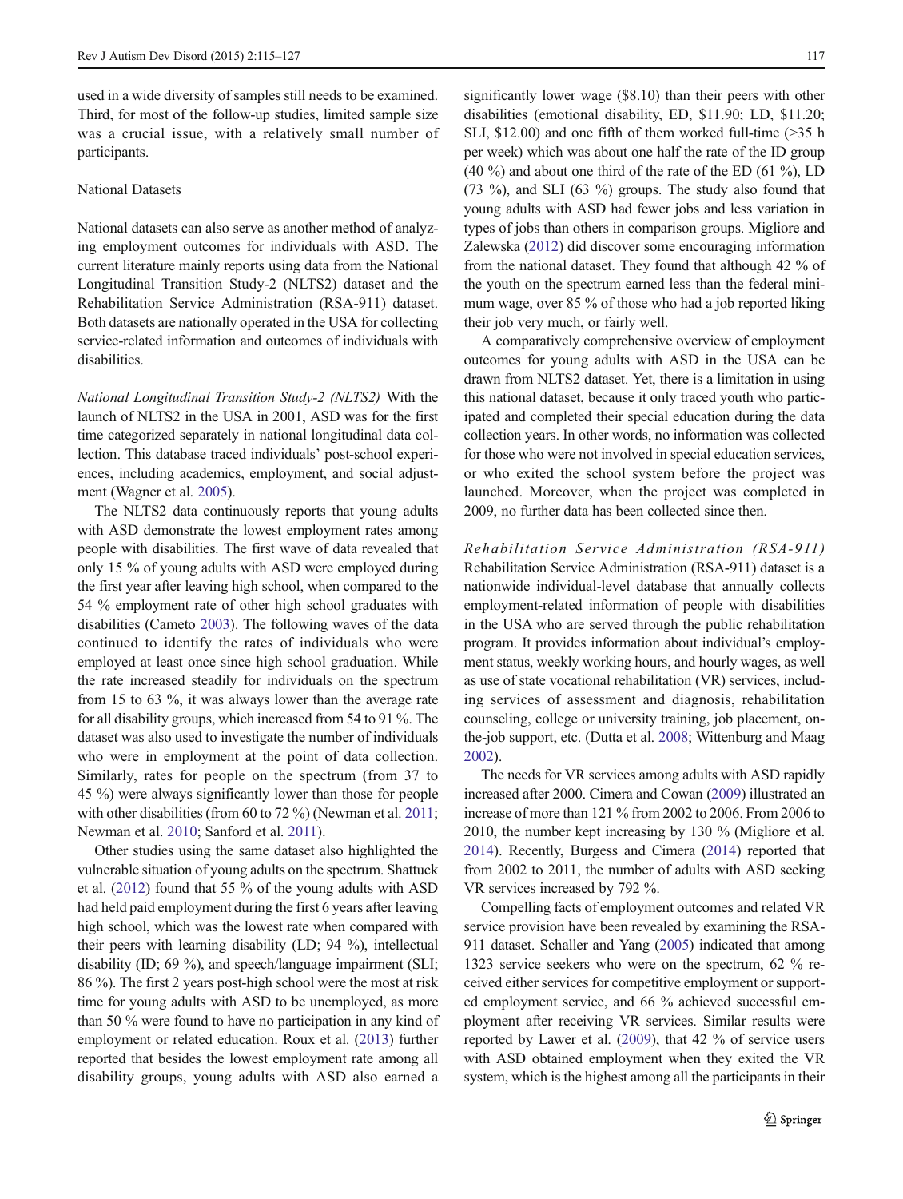used in a wide diversity of samples still needs to be examined. Third, for most of the follow-up studies, limited sample size was a crucial issue, with a relatively small number of participants.

### National Datasets

National datasets can also serve as another method of analyzing employment outcomes for individuals with ASD. The current literature mainly reports using data from the National Longitudinal Transition Study-2 (NLTS2) dataset and the Rehabilitation Service Administration (RSA-911) dataset. Both datasets are nationally operated in the USA for collecting service-related information and outcomes of individuals with disabilities.

*National Longitudinal Transition Study-2 (NLTS2)* With the launch of NLTS2 in the USA in 2001, ASD was for the first time categorized separately in national longitudinal data collection. This database traced individuals' post-school experiences, including academics, employment, and social adjustment (Wagner et al. 2005).

The NLTS2 data continuously reports that young adults with ASD demonstrate the lowest employment rates among people with disabilities. The first wave of data revealed that only 15 % of young adults with ASD were employed during the first year after leaving high school, when compared to the 54 % employment rate of other high school graduates with disabilities (Cameto 2003). The following waves of the data continued to identify the rates of individuals who were employed at least once since high school graduation. While the rate increased steadily for individuals on the spectrum from 15 to 63 %, it was always lower than the average rate for all disability groups, which increased from 54 to 91 %. The dataset was also used to investigate the number of individuals who were in employment at the point of data collection. Similarly, rates for people on the spectrum (from 37 to 45 %) were always significantly lower than those for people with other disabilities (from 60 to 72 %) (Newman et al. 2011; Newman et al. 2010; Sanford et al. 2011).

Other studies using the same dataset also highlighted the vulnerable situation of young adults on the spectrum. Shattuck et al. (2012) found that 55 % of the young adults with ASD had held paid employment during the first 6 years after leaving high school, which was the lowest rate when compared with their peers with learning disability (LD; 94 %), intellectual disability (ID; 69 %), and speech/language impairment (SLI; 86 %). The first 2 years post-high school were the most at risk time for young adults with ASD to be unemployed, as more than 50 % were found to have no participation in any kind of employment or related education. Roux et al. (2013) further reported that besides the lowest employment rate among all disability groups, young adults with ASD also earned a significantly lower wage ($8.10) than their peers with other disabilities (emotional disability, ED, $11.90; LD, $11.20; SLI, $12.00) and one fifth of them worked full-time (>35 h per week) which was about one half the rate of the ID group (40 %) and about one third of the rate of the ED (61 %), LD (73 %), and SLI (63 %) groups. The study also found that young adults with ASD had fewer jobs and less variation in types of jobs than others in comparison groups. Migliore and Zalewska (2012) did discover some encouraging information from the national dataset. They found that although 42 % of the youth on the spectrum earned less than the federal minimum wage, over 85 % of those who had a job reported liking their job very much, or fairly well.

A comparatively comprehensive overview of employment outcomes for young adults with ASD in the USA can be drawn from NLTS2 dataset. Yet, there is a limitation in using this national dataset, because it only traced youth who participated and completed their special education during the data collection years. In other words, no information was collected for those who were not involved in special education services, or who exited the school system before the project was launched. Moreover, when the project was completed in 2009, no further data has been collected since then.

*Rehabilitation Service Administration (RSA-911)* Rehabilitation Service Administration (RSA-911) dataset is a nationwide individual-level database that annually collects employment-related information of people with disabilities in the USA who are served through the public rehabilitation program. It provides information about individual's employment status, weekly working hours, and hourly wages, as well as use of state vocational rehabilitation (VR) services, including services of assessment and diagnosis, rehabilitation counseling, college or university training, job placement, on-the-job support, etc. (Dutta et al. 2008; Wittenburg and Maag 2002).

The needs for VR services among adults with ASD rapidly increased after 2000. Cimera and Cowan (2009) illustrated an increase of more than 121 % from 2002 to 2006. From 2006 to 2010, the number kept increasing by 130 % (Migliore et al. 2014). Recently, Burgess and Cimera (2014) reported that from 2002 to 2011, the number of adults with ASD seeking VR services increased by 792 %.

Compelling facts of employment outcomes and related VR service provision have been revealed by examining the RSA-911 dataset. Schaller and Yang (2005) indicated that among 1323 service seekers who were on the spectrum, 62 % received either services for competitive employment or supported employment service, and 66 % achieved successful employment after receiving VR services. Similar results were reported by Lawer et al. (2009), that 42 % of service users with ASD obtained employment when they exited the VR system, which is the highest among all the participants in their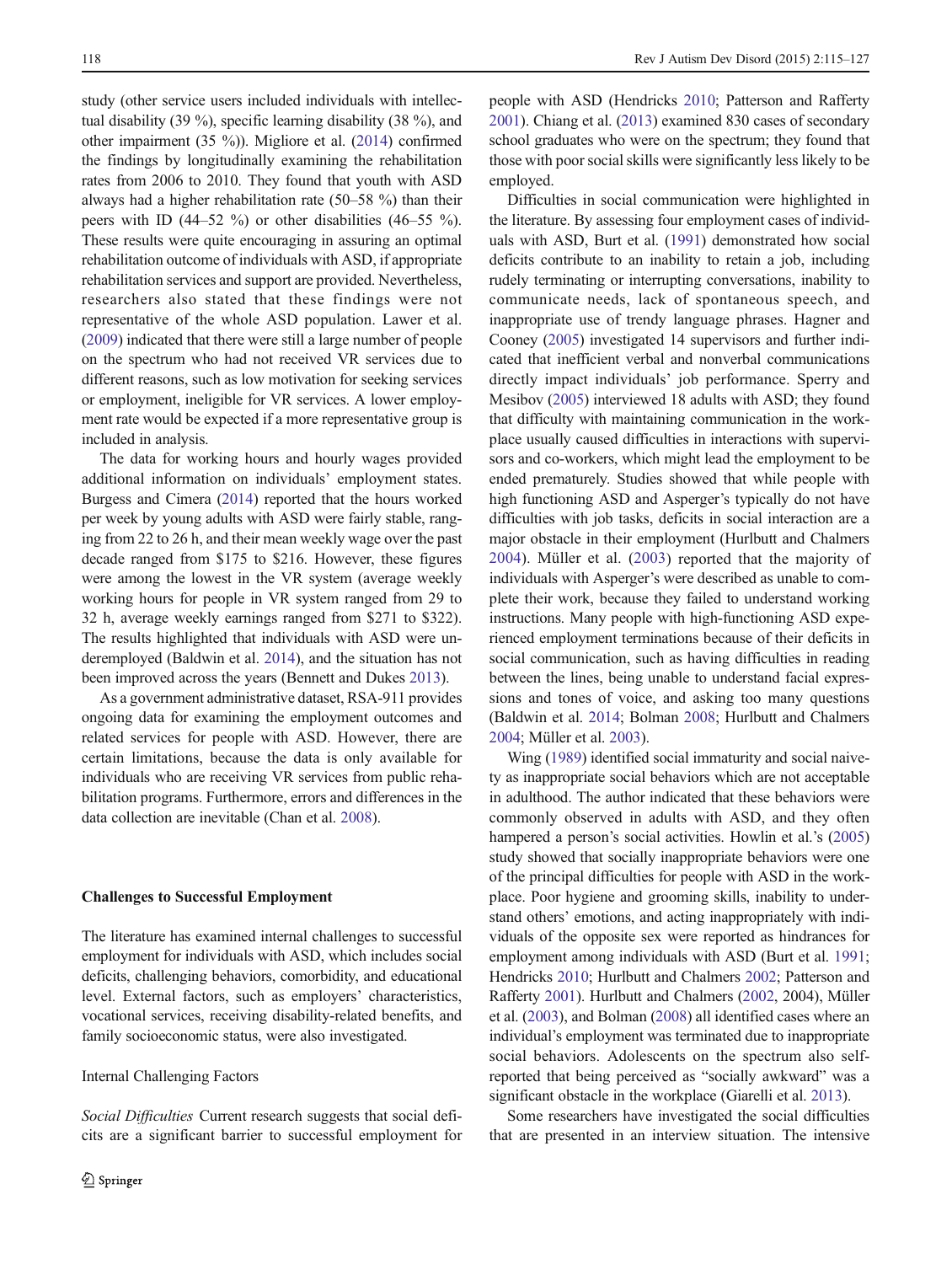study (other service users included individuals with intellectual disability (39 %), specific learning disability (38 %), and other impairment (35 %)). Migliore et al. (2014) confirmed the findings by longitudinally examining the rehabilitation rates from 2006 to 2010. They found that youth with ASD always had a higher rehabilitation rate (50–58 %) than their peers with ID (44–52 %) or other disabilities (46–55 %). These results were quite encouraging in assuring an optimal rehabilitation outcome of individuals with ASD, if appropriate rehabilitation services and support are provided. Nevertheless, researchers also stated that these findings were not representative of the whole ASD population. Lawer et al. (2009) indicated that there were still a large number of people on the spectrum who had not received VR services due to different reasons, such as low motivation for seeking services or employment, ineligible for VR services. A lower employment rate would be expected if a more representative group is included in analysis.

The data for working hours and hourly wages provided additional information on individuals' employment states. Burgess and Cimera (2014) reported that the hours worked per week by young adults with ASD were fairly stable, ranging from 22 to 26 h, and their mean weekly wage over the past decade ranged from \$175 to \$216. However, these figures were among the lowest in the VR system (average weekly working hours for people in VR system ranged from 29 to 32 h, average weekly earnings ranged from \$271 to \$322). The results highlighted that individuals with ASD were underemployed (Baldwin et al. 2014), and the situation has not been improved across the years (Bennett and Dukes 2013).

As a government administrative dataset, RSA-911 provides ongoing data for examining the employment outcomes and related services for people with ASD. However, there are certain limitations, because the data is only available for individuals who are receiving VR services from public rehabilitation programs. Furthermore, errors and differences in the data collection are inevitable (Chan et al. 2008).

## Challenges to Successful Employment

The literature has examined internal challenges to successful employment for individuals with ASD, which includes social deficits, challenging behaviors, comorbidity, and educational level. External factors, such as employers' characteristics, vocational services, receiving disability-related benefits, and family socioeconomic status, were also investigated.

### Internal Challenging Factors

*Social Difficulties* Current research suggests that social deficits are a significant barrier to successful employment for people with ASD (Hendricks 2010; Patterson and Rafferty 2001). Chiang et al. (2013) examined 830 cases of secondary school graduates who were on the spectrum; they found that those with poor social skills were significantly less likely to be employed.

Difficulties in social communication were highlighted in the literature. By assessing four employment cases of individuals with ASD, Burt et al. (1991) demonstrated how social deficits contribute to an inability to retain a job, including rudely terminating or interrupting conversations, inability to communicate needs, lack of spontaneous speech, and inappropriate use of trendy language phrases. Hagner and Cooney (2005) investigated 14 supervisors and further indicated that inefficient verbal and nonverbal communications directly impact individuals' job performance. Sperry and Mesibov (2005) interviewed 18 adults with ASD; they found that difficulty with maintaining communication in the workplace usually caused difficulties in interactions with supervisors and co-workers, which might lead the employment to be ended prematurely. Studies showed that while people with high functioning ASD and Asperger's typically do not have difficulties with job tasks, deficits in social interaction are a major obstacle in their employment (Hurlbutt and Chalmers 2004). Müller et al. (2003) reported that the majority of individuals with Asperger's were described as unable to complete their work, because they failed to understand working instructions. Many people with high-functioning ASD experienced employment terminations because of their deficits in social communication, such as having difficulties in reading between the lines, being unable to understand facial expressions and tones of voice, and asking too many questions (Baldwin et al. 2014; Bolman 2008; Hurlbutt and Chalmers 2004; Müller et al. 2003).

Wing (1989) identified social immaturity and social naivety as inappropriate social behaviors which are not acceptable in adulthood. The author indicated that these behaviors were commonly observed in adults with ASD, and they often hampered a person's social activities. Howlin et al.'s (2005) study showed that socially inappropriate behaviors were one of the principal difficulties for people with ASD in the workplace. Poor hygiene and grooming skills, inability to understand others' emotions, and acting inappropriately with individuals of the opposite sex were reported as hindrances for employment among individuals with ASD (Burt et al. 1991; Hendricks 2010; Hurlbutt and Chalmers 2002; Patterson and Rafferty 2001). Hurlbutt and Chalmers (2002, 2004), Müller et al. (2003), and Bolman (2008) all identified cases where an individual's employment was terminated due to inappropriate social behaviors. Adolescents on the spectrum also self-reported that being perceived as "socially awkward" was a significant obstacle in the workplace (Giarelli et al. 2013).

Some researchers have investigated the social difficulties that are presented in an interview situation. The intensive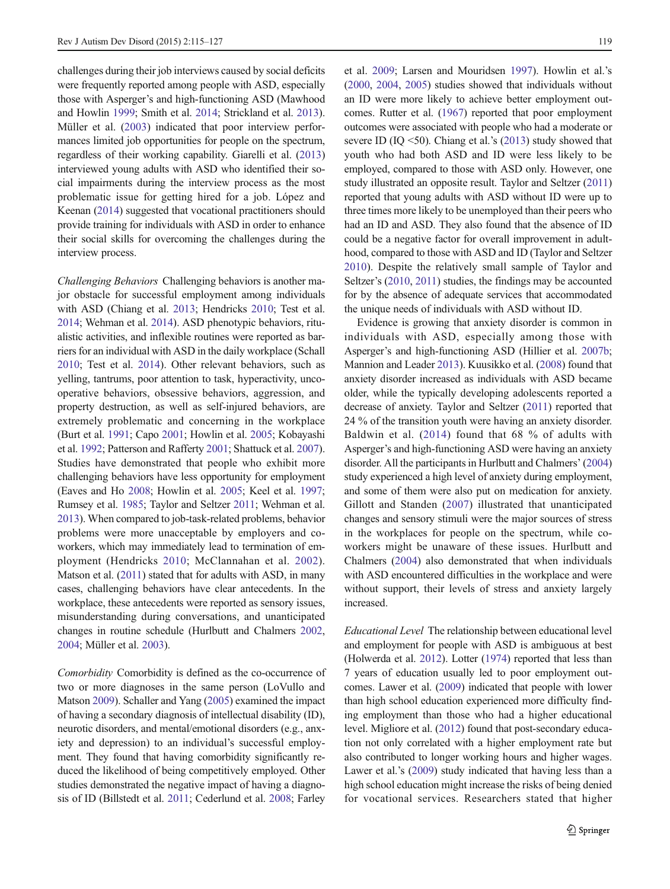challenges during their job interviews caused by social deficits were frequently reported among people with ASD, especially those with Asperger's and high-functioning ASD (Mawhood and Howlin 1999; Smith et al. 2014; Strickland et al. 2013). Müller et al. (2003) indicated that poor interview performances limited job opportunities for people on the spectrum, regardless of their working capability. Giarelli et al. (2013) interviewed young adults with ASD who identified their social impairments during the interview process as the most problematic issue for getting hired for a job. López and Keenan (2014) suggested that vocational practitioners should provide training for individuals with ASD in order to enhance their social skills for overcoming the challenges during the interview process.

*Challenging Behaviors* Challenging behaviors is another major obstacle for successful employment among individuals with ASD (Chiang et al. 2013; Hendricks 2010; Test et al. 2014; Wehman et al. 2014). ASD phenotypic behaviors, ritualistic activities, and inflexible routines were reported as barriers for an individual with ASD in the daily workplace (Schall 2010; Test et al. 2014). Other relevant behaviors, such as yelling, tantrums, poor attention to task, hyperactivity, uncooperative behaviors, obsessive behaviors, aggression, and property destruction, as well as self-injured behaviors, are extremely problematic and concerning in the workplace (Burt et al. 1991; Capo 2001; Howlin et al. 2005; Kobayashi et al. 1992; Patterson and Rafferty 2001; Shattuck et al. 2007). Studies have demonstrated that people who exhibit more challenging behaviors have less opportunity for employment (Eaves and Ho 2008; Howlin et al. 2005; Keel et al. 1997; Rumsey et al. 1985; Taylor and Seltzer 2011; Wehman et al. 2013). When compared to job-task-related problems, behavior problems were more unacceptable by employers and co-workers, which may immediately lead to termination of employment (Hendricks 2010; McClannahan et al. 2002). Matson et al. (2011) stated that for adults with ASD, in many cases, challenging behaviors have clear antecedents. In the workplace, these antecedents were reported as sensory issues, misunderstanding during conversations, and unanticipated changes in routine schedule (Hurlbutt and Chalmers 2002, 2004; Müller et al. 2003).

*Comorbidity* Comorbidity is defined as the co-occurrence of two or more diagnoses in the same person (LoVullo and Matson 2009). Schaller and Yang (2005) examined the impact of having a secondary diagnosis of intellectual disability (ID), neurotic disorders, and mental/emotional disorders (e.g., anxiety and depression) to an individual's successful employment. They found that having comorbidity significantly reduced the likelihood of being competitively employed. Other studies demonstrated the negative impact of having a diagnosis of ID (Billstedt et al. 2011; Cederlund et al. 2008; Farley et al. 2009; Larsen and Mouridsen 1997). Howlin et al.'s (2000, 2004, 2005) studies showed that individuals without an ID were more likely to achieve better employment outcomes. Rutter et al. (1967) reported that poor employment outcomes were associated with people who had a moderate or severe ID (IQ <50). Chiang et al.'s (2013) study showed that youth who had both ASD and ID were less likely to be employed, compared to those with ASD only. However, one study illustrated an opposite result. Taylor and Seltzer (2011) reported that young adults with ASD without ID were up to three times more likely to be unemployed than their peers who had an ID and ASD. They also found that the absence of ID could be a negative factor for overall improvement in adulthood, compared to those with ASD and ID (Taylor and Seltzer 2010). Despite the relatively small sample of Taylor and Seltzer's (2010, 2011) studies, the findings may be accounted for by the absence of adequate services that accommodated the unique needs of individuals with ASD without ID.

Evidence is growing that anxiety disorder is common in individuals with ASD, especially among those with Asperger's and high-functioning ASD (Hillier et al. 2007b; Mannion and Leader 2013). Kuusikko et al. (2008) found that anxiety disorder increased as individuals with ASD became older, while the typically developing adolescents reported a decrease of anxiety. Taylor and Seltzer (2011) reported that 24 % of the transition youth were having an anxiety disorder. Baldwin et al. (2014) found that 68 % of adults with Asperger's and high-functioning ASD were having an anxiety disorder. All the participants in Hurlbutt and Chalmers' (2004) study experienced a high level of anxiety during employment, and some of them were also put on medication for anxiety. Gillott and Standen (2007) illustrated that unanticipated changes and sensory stimuli were the major sources of stress in the workplaces for people on the spectrum, while co-workers might be unaware of these issues. Hurlbutt and Chalmers (2004) also demonstrated that when individuals with ASD encountered difficulties in the workplace and were without support, their levels of stress and anxiety largely increased.

*Educational Level* The relationship between educational level and employment for people with ASD is ambiguous at best (Holwerda et al. 2012). Lotter (1974) reported that less than 7 years of education usually led to poor employment outcomes. Lawer et al. (2009) indicated that people with lower than high school education experienced more difficulty finding employment than those who had a higher educational level. Migliore et al. (2012) found that post-secondary education not only correlated with a higher employment rate but also contributed to longer working hours and higher wages. Lawer et al.'s (2009) study indicated that having less than a high school education might increase the risks of being denied for vocational services. Researchers stated that higher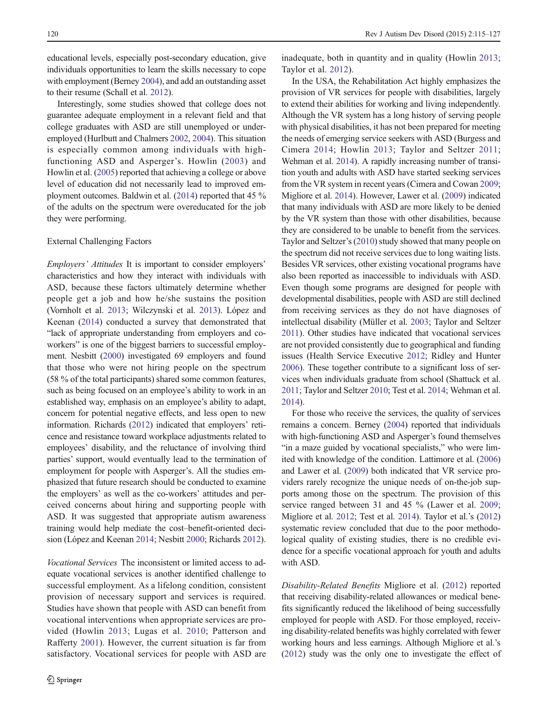educational levels, especially post-secondary education, give individuals opportunities to learn the skills necessary to cope with employment (Berney 2004), and add an outstanding asset to their resume (Schall et al. 2012).

Interestingly, some studies showed that college does not guarantee adequate employment in a relevant field and that college graduates with ASD are still unemployed or underemployed (Hurlbutt and Chalmers 2002, 2004). This situation is especially common among individuals with high-functioning ASD and Asperger's. Howlin (2003) and Howlin et al. (2005) reported that achieving a college or above level of education did not necessarily lead to improved employment outcomes. Baldwin et al. (2014) reported that 45 % of the adults on the spectrum were overeducated for the job they were performing.

### External Challenging Factors

*Employers' Attitudes* It is important to consider employers' characteristics and how they interact with individuals with ASD, because these factors ultimately determine whether people get a job and how he/she sustains the position (Vornholt et al. 2013; Wilczynski et al. 2013). López and Keenan (2014) conducted a survey that demonstrated that "lack of appropriate understanding from employers and co-workers" is one of the biggest barriers to successful employment. Nesbitt (2000) investigated 69 employers and found that those who were not hiring people on the spectrum (58 % of the total participants) shared some common features, such as being focused on an employee's ability to work in an established way, emphasis on an employee's ability to adapt, concern for potential negative effects, and less open to new information. Richards (2012) indicated that employers' reticence and resistance toward workplace adjustments related to employees' disability, and the reluctance of involving third parties' support, would eventually lead to the termination of employment for people with Asperger's. All the studies emphasized that future research should be conducted to examine the employers' as well as the co-workers' attitudes and perceived concerns about hiring and supporting people with ASD. It was suggested that appropriate autism awareness training would help mediate the cost–benefit-oriented decision (López and Keenan 2014; Nesbitt 2000; Richards 2012).

*Vocational Services* The inconsistent or limited access to adequate vocational services is another identified challenge to successful employment. As a lifelong condition, consistent provision of necessary support and services is required. Studies have shown that people with ASD can benefit from vocational interventions when appropriate services are provided (Howlin 2013; Lugas et al. 2010; Patterson and Rafferty 2001). However, the current situation is far from satisfactory. Vocational services for people with ASD are inadequate, both in quantity and in quality (Howlin 2013; Taylor et al. 2012).

In the USA, the Rehabilitation Act highly emphasizes the provision of VR services for people with disabilities, largely to extend their abilities for working and living independently. Although the VR system has a long history of serving people with physical disabilities, it has not been prepared for meeting the needs of emerging service seekers with ASD (Burgess and Cimera 2014; Howlin 2013; Taylor and Seltzer 2011; Wehman et al. 2014). A rapidly increasing number of transition youth and adults with ASD have started seeking services from the VR system in recent years (Cimera and Cowan 2009; Migliore et al. 2014). However, Lawer et al. (2009) indicated that many individuals with ASD are more likely to be denied by the VR system than those with other disabilities, because they are considered to be unable to benefit from the services. Taylor and Seltzer's (2010) study showed that many people on the spectrum did not receive services due to long waiting lists. Besides VR services, other existing vocational programs have also been reported as inaccessible to individuals with ASD. Even though some programs are designed for people with developmental disabilities, people with ASD are still declined from receiving services as they do not have diagnoses of intellectual disability (Müller et al. 2003; Taylor and Seltzer 2011). Other studies have indicated that vocational services are not provided consistently due to geographical and funding issues (Health Service Executive 2012; Ridley and Hunter 2006). These together contribute to a significant loss of services when individuals graduate from school (Shattuck et al. 2011; Taylor and Seltzer 2010; Test et al. 2014; Wehman et al. 2014).

For those who receive the services, the quality of services remains a concern. Berney (2004) reported that individuals with high-functioning ASD and Asperger's found themselves "in a maze guided by vocational specialists," who were limited with knowledge of the condition. Lattimore et al. (2006) and Lawer et al. (2009) both indicated that VR service providers rarely recognize the unique needs of on-the-job supports among those on the spectrum. The provision of this service ranged between 31 and 45 % (Lawer et al. 2009; Migliore et al. 2012; Test et al. 2014). Taylor et al.'s (2012) systematic review concluded that due to the poor methodological quality of existing studies, there is no credible evidence for a specific vocational approach for youth and adults with ASD.

*Disability-Related Benefits* Migliore et al. (2012) reported that receiving disability-related allowances or medical benefits significantly reduced the likelihood of being successfully employed for people with ASD. For those employed, receiving disability-related benefits was highly correlated with fewer working hours and less earnings. Although Migliore et al.'s (2012) study was the only one to investigate the effect of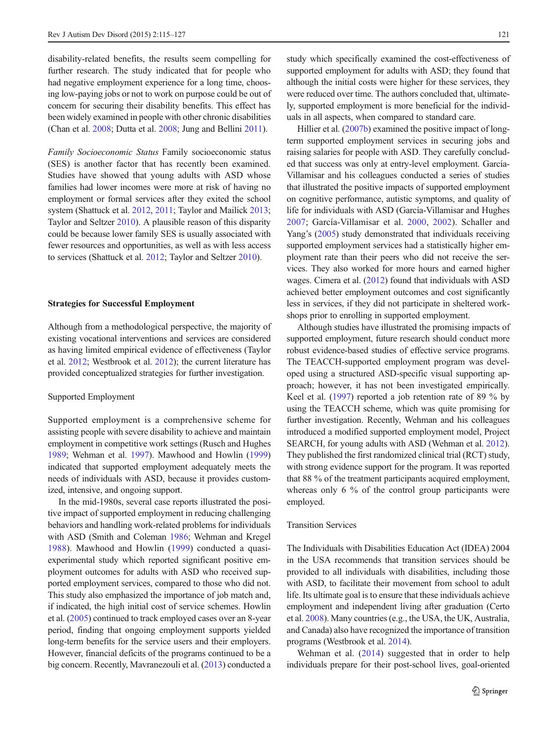disability-related benefits, the results seem compelling for further research. The study indicated that for people who had negative employment experience for a long time, choosing low-paying jobs or not to work on purpose could be out of concern for securing their disability benefits. This effect has been widely examined in people with other chronic disabilities (Chan et al. 2008; Dutta et al. 2008; Jung and Bellini 2011).

*Family Socioeconomic Status* Family socioeconomic status (SES) is another factor that has recently been examined. Studies have showed that young adults with ASD whose families had lower incomes were more at risk of having no employment or formal services after they exited the school system (Shattuck et al. 2012, 2011; Taylor and Mailick 2013; Taylor and Seltzer 2010). A plausible reason of this disparity could be because lower family SES is usually associated with fewer resources and opportunities, as well as with less access to services (Shattuck et al. 2012; Taylor and Seltzer 2010).

## Strategies for Successful Employment

Although from a methodological perspective, the majority of existing vocational interventions and services are considered as having limited empirical evidence of effectiveness (Taylor et al. 2012; Westbrook et al. 2012); the current literature has provided conceptualized strategies for further investigation.

### Supported Employment

Supported employment is a comprehensive scheme for assisting people with severe disability to achieve and maintain employment in competitive work settings (Rusch and Hughes 1989; Wehman et al. 1997). Mawhood and Howlin (1999) indicated that supported employment adequately meets the needs of individuals with ASD, because it provides customized, intensive, and ongoing support.

In the mid-1980s, several case reports illustrated the positive impact of supported employment in reducing challenging behaviors and handling work-related problems for individuals with ASD (Smith and Coleman 1986; Wehman and Kregel 1988). Mawhood and Howlin (1999) conducted a quasi-experimental study which reported significant positive employment outcomes for adults with ASD who received supported employment services, compared to those who did not. This study also emphasized the importance of job match and, if indicated, the high initial cost of service schemes. Howlin et al. (2005) continued to track employed cases over an 8-year period, finding that ongoing employment supports yielded long-term benefits for the service users and their employers. However, financial deficits of the programs continued to be a big concern. Recently, Mavranezouli et al. (2013) conducted a study which specifically examined the cost-effectiveness of supported employment for adults with ASD; they found that although the initial costs were higher for these services, they were reduced over time. The authors concluded that, ultimately, supported employment is more beneficial for the individuals in all aspects, when compared to standard care.

Hillier et al. (2007b) examined the positive impact of long-term supported employment services in securing jobs and raising salaries for people with ASD. They carefully concluded that success was only at entry-level employment. García-Villamisar and his colleagues conducted a series of studies that illustrated the positive impacts of supported employment on cognitive performance, autistic symptoms, and quality of life for individuals with ASD (García-Villamisar and Hughes 2007; García-Villamisar et al. 2000, 2002). Schaller and Yang's (2005) study demonstrated that individuals receiving supported employment services had a statistically higher employment rate than their peers who did not receive the services. They also worked for more hours and earned higher wages. Cimera et al. (2012) found that individuals with ASD achieved better employment outcomes and cost significantly less in services, if they did not participate in sheltered workshops prior to enrolling in supported employment.

Although studies have illustrated the promising impacts of supported employment, future research should conduct more robust evidence-based studies of effective service programs. The TEACCH-supported employment program was developed using a structured ASD-specific visual supporting approach; however, it has not been investigated empirically. Keel et al. (1997) reported a job retention rate of 89 % by using the TEACCH scheme, which was quite promising for further investigation. Recently, Wehman and his colleagues introduced a modified supported employment model, Project SEARCH, for young adults with ASD (Wehman et al. 2012). They published the first randomized clinical trial (RCT) study, with strong evidence support for the program. It was reported that 88 % of the treatment participants acquired employment, whereas only 6 % of the control group participants were employed.

### Transition Services

The Individuals with Disabilities Education Act (IDEA) 2004 in the USA recommends that transition services should be provided to all individuals with disabilities, including those with ASD, to facilitate their movement from school to adult life. Its ultimate goal is to ensure that these individuals achieve employment and independent living after graduation (Certo et al. 2008). Many countries (e.g., the USA, the UK, Australia, and Canada) also have recognized the importance of transition programs (Westbrook et al. 2014).

Wehman et al. (2014) suggested that in order to help individuals prepare for their post-school lives, goal-oriented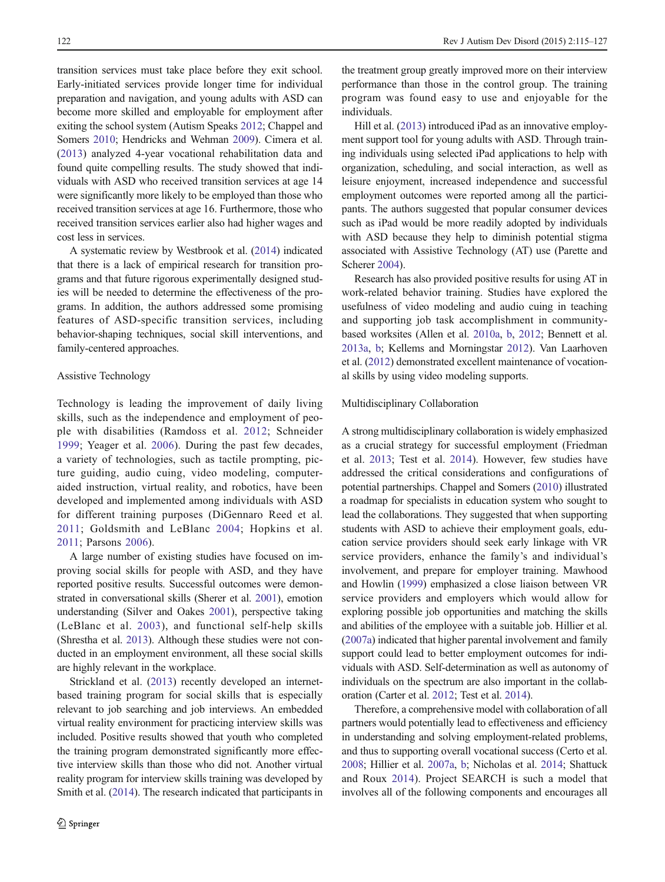transition services must take place before they exit school. Early-initiated services provide longer time for individual preparation and navigation, and young adults with ASD can become more skilled and employable for employment after exiting the school system (Autism Speaks 2012; Chappel and Somers 2010; Hendricks and Wehman 2009). Cimera et al. (2013) analyzed 4-year vocational rehabilitation data and found quite compelling results. The study showed that individuals with ASD who received transition services at age 14 were significantly more likely to be employed than those who received transition services at age 16. Furthermore, those who received transition services earlier also had higher wages and cost less in services.

A systematic review by Westbrook et al. (2014) indicated that there is a lack of empirical research for transition programs and that future rigorous experimentally designed studies will be needed to determine the effectiveness of the programs. In addition, the authors addressed some promising features of ASD-specific transition services, including behavior-shaping techniques, social skill interventions, and family-centered approaches.

### Assistive Technology

Technology is leading the improvement of daily living skills, such as the independence and employment of people with disabilities (Ramdoss et al. 2012; Schneider 1999; Yeager et al. 2006). During the past few decades, a variety of technologies, such as tactile prompting, picture guiding, audio cuing, video modeling, computer-aided instruction, virtual reality, and robotics, have been developed and implemented among individuals with ASD for different training purposes (DiGennaro Reed et al. 2011; Goldsmith and LeBlanc 2004; Hopkins et al. 2011; Parsons 2006).

A large number of existing studies have focused on improving social skills for people with ASD, and they have reported positive results. Successful outcomes were demonstrated in conversational skills (Sherer et al. 2001), emotion understanding (Silver and Oakes 2001), perspective taking (LeBlanc et al. 2003), and functional self-help skills (Shrestha et al. 2013). Although these studies were not conducted in an employment environment, all these social skills are highly relevant in the workplace.

Strickland et al. (2013) recently developed an internet-based training program for social skills that is especially relevant to job searching and job interviews. An embedded virtual reality environment for practicing interview skills was included. Positive results showed that youth who completed the training program demonstrated significantly more effective interview skills than those who did not. Another virtual reality program for interview skills training was developed by Smith et al. (2014). The research indicated that participants in the treatment group greatly improved more on their interview performance than those in the control group. The training program was found easy to use and enjoyable for the individuals.

Hill et al. (2013) introduced iPad as an innovative employment support tool for young adults with ASD. Through training individuals using selected iPad applications to help with organization, scheduling, and social interaction, as well as leisure enjoyment, increased independence and successful employment outcomes were reported among all the participants. The authors suggested that popular consumer devices such as iPad would be more readily adopted by individuals with ASD because they help to diminish potential stigma associated with Assistive Technology (AT) use (Parette and Scherer 2004).

Research has also provided positive results for using AT in work-related behavior training. Studies have explored the usefulness of video modeling and audio cuing in teaching and supporting job task accomplishment in community-based worksites (Allen et al. 2010a, b, 2012; Bennett et al. 2013a, b; Kellems and Morningstar 2012). Van Laarhoven et al. (2012) demonstrated excellent maintenance of vocational skills by using video modeling supports.

### Multidisciplinary Collaboration

A strong multidisciplinary collaboration is widely emphasized as a crucial strategy for successful employment (Friedman et al. 2013; Test et al. 2014). However, few studies have addressed the critical considerations and configurations of potential partnerships. Chappel and Somers (2010) illustrated a roadmap for specialists in education system who sought to lead the collaborations. They suggested that when supporting students with ASD to achieve their employment goals, education service providers should seek early linkage with VR service providers, enhance the family's and individual's involvement, and prepare for employer training. Mawhood and Howlin (1999) emphasized a close liaison between VR service providers and employers which would allow for exploring possible job opportunities and matching the skills and abilities of the employee with a suitable job. Hillier et al. (2007a) indicated that higher parental involvement and family support could lead to better employment outcomes for individuals with ASD. Self-determination as well as autonomy of individuals on the spectrum are also important in the collaboration (Carter et al. 2012; Test et al. 2014).

Therefore, a comprehensive model with collaboration of all partners would potentially lead to effectiveness and efficiency in understanding and solving employment-related problems, and thus to supporting overall vocational success (Certo et al. 2008; Hillier et al. 2007a, b; Nicholas et al. 2014; Shattuck and Roux 2014). Project SEARCH is such a model that involves all of the following components and encourages all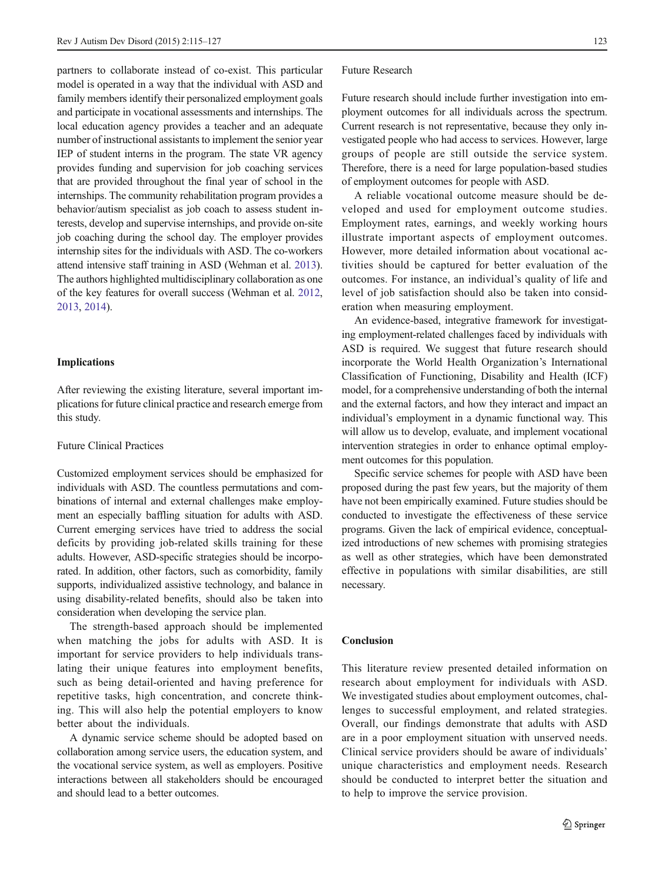partners to collaborate instead of co-exist. This particular model is operated in a way that the individual with ASD and family members identify their personalized employment goals and participate in vocational assessments and internships. The local education agency provides a teacher and an adequate number of instructional assistants to implement the senior year IEP of student interns in the program. The state VR agency provides funding and supervision for job coaching services that are provided throughout the final year of school in the internships. The community rehabilitation program provides a behavior/autism specialist as job coach to assess student interests, develop and supervise internships, and provide on-site job coaching during the school day. The employer provides internship sites for the individuals with ASD. The co-workers attend intensive staff training in ASD (Wehman et al. 2013). The authors highlighted multidisciplinary collaboration as one of the key features for overall success (Wehman et al. 2012, 2013, 2014).

## Implications

After reviewing the existing literature, several important implications for future clinical practice and research emerge from this study.

### Future Clinical Practices

Customized employment services should be emphasized for individuals with ASD. The countless permutations and combinations of internal and external challenges make employment an especially baffling situation for adults with ASD. Current emerging services have tried to address the social deficits by providing job-related skills training for these adults. However, ASD-specific strategies should be incorporated. In addition, other factors, such as comorbidity, family supports, individualized assistive technology, and balance in using disability-related benefits, should also be taken into consideration when developing the service plan.

The strength-based approach should be implemented when matching the jobs for adults with ASD. It is important for service providers to help individuals translating their unique features into employment benefits, such as being detail-oriented and having preference for repetitive tasks, high concentration, and concrete thinking. This will also help the potential employers to know better about the individuals.

A dynamic service scheme should be adopted based on collaboration among service users, the education system, and the vocational service system, as well as employers. Positive interactions between all stakeholders should be encouraged and should lead to a better outcomes.

### Future Research

Future research should include further investigation into employment outcomes for all individuals across the spectrum. Current research is not representative, because they only investigated people who had access to services. However, large groups of people are still outside the service system. Therefore, there is a need for large population-based studies of employment outcomes for people with ASD.

A reliable vocational outcome measure should be developed and used for employment outcome studies. Employment rates, earnings, and weekly working hours illustrate important aspects of employment outcomes. However, more detailed information about vocational activities should be captured for better evaluation of the outcomes. For instance, an individual's quality of life and level of job satisfaction should also be taken into consideration when measuring employment.

An evidence-based, integrative framework for investigating employment-related challenges faced by individuals with ASD is required. We suggest that future research should incorporate the World Health Organization's International Classification of Functioning, Disability and Health (ICF) model, for a comprehensive understanding of both the internal and the external factors, and how they interact and impact an individual's employment in a dynamic functional way. This will allow us to develop, evaluate, and implement vocational intervention strategies in order to enhance optimal employment outcomes for this population.

Specific service schemes for people with ASD have been proposed during the past few years, but the majority of them have not been empirically examined. Future studies should be conducted to investigate the effectiveness of these service programs. Given the lack of empirical evidence, conceptualized introductions of new schemes with promising strategies as well as other strategies, which have been demonstrated effective in populations with similar disabilities, are still necessary.

## Conclusion

This literature review presented detailed information on research about employment for individuals with ASD. We investigated studies about employment outcomes, challenges to successful employment, and related strategies. Overall, our findings demonstrate that adults with ASD are in a poor employment situation with unserved needs. Clinical service providers should be aware of individuals' unique characteristics and employment needs. Research should be conducted to interpret better the situation and to help to improve the service provision.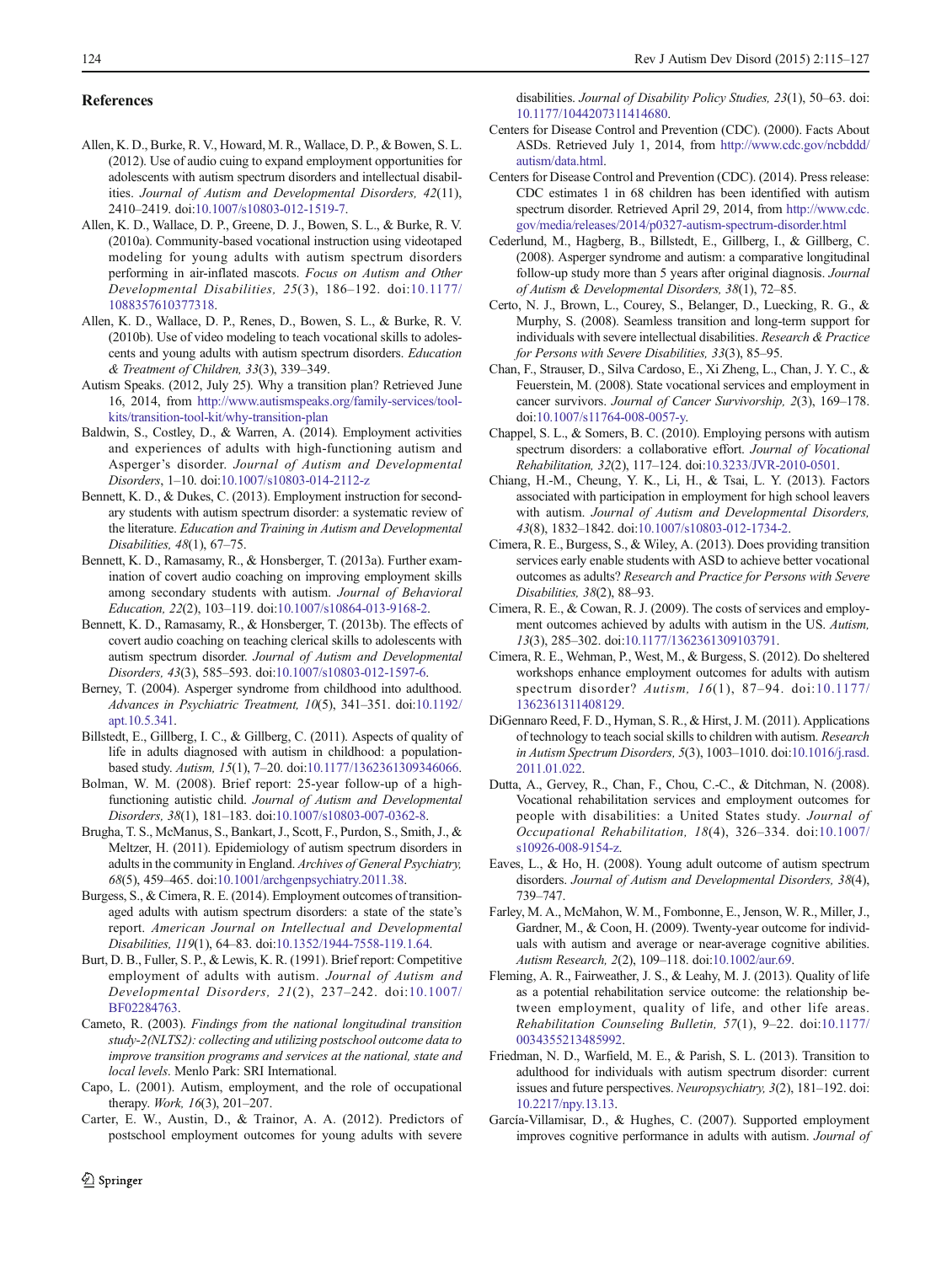## References

Allen, K. D., Burke, R. V., Howard, M. R., Wallace, D. P., & Bowen, S. L. (2012). Use of audio cuing to expand employment opportunities for adolescents with autism spectrum disorders and intellectual disabilities. *Journal of Autism and Developmental Disorders, 42*(11), 2410–2419. doi:10.1007/s10803-012-1519-7.

Allen, K. D., Wallace, D. P., Greene, D. J., Bowen, S. L., & Burke, R. V. (2010a). Community-based vocational instruction using videotaped modeling for young adults with autism spectrum disorders performing in air-inflated mascots. *Focus on Autism and Other Developmental Disabilities, 25*(3), 186–192. doi:10.1177/1088357610377318.

Allen, K. D., Wallace, D. P., Renes, D., Bowen, S. L., & Burke, R. V. (2010b). Use of video modeling to teach vocational skills to adolescents and young adults with autism spectrum disorders. *Education & Treatment of Children, 33*(3), 339–349.

Autism Speaks. (2012, July 25). Why a transition plan? Retrieved June 16, 2014, from http://www.autismspeaks.org/family-services/tool-kits/transition-tool-kit/why-transition-plan

Baldwin, S., Costley, D., & Warren, A. (2014). Employment activities and experiences of adults with high-functioning autism and Asperger's disorder. *Journal of Autism and Developmental Disorders*, 1–10. doi:10.1007/s10803-014-2112-z

Bennett, K. D., & Dukes, C. (2013). Employment instruction for secondary students with autism spectrum disorder: a systematic review of the literature. *Education and Training in Autism and Developmental Disabilities, 48*(1), 67–75.

Bennett, K. D., Ramasamy, R., & Honsberger, T. (2013a). Further examination of covert audio coaching on improving employment skills among secondary students with autism. *Journal of Behavioral Education, 22*(2), 103–119. doi:10.1007/s10864-013-9168-2.

Bennett, K. D., Ramasamy, R., & Honsberger, T. (2013b). The effects of covert audio coaching on teaching clerical skills to adolescents with autism spectrum disorder. *Journal of Autism and Developmental Disorders, 43*(3), 585–593. doi:10.1007/s10803-012-1597-6.

Berney, T. (2004). Asperger syndrome from childhood into adulthood. *Advances in Psychiatric Treatment, 10*(5), 341–351. doi:10.1192/apt.10.5.341.

Billstedt, E., Gillberg, I. C., & Gillberg, C. (2011). Aspects of quality of life in adults diagnosed with autism in childhood: a population-based study. *Autism, 15*(1), 7–20. doi:10.1177/1362361309346066.

Bolman, W. M. (2008). Brief report: 25-year follow-up of a high-functioning autistic child. *Journal of Autism and Developmental Disorders, 38*(1), 181–183. doi:10.1007/s10803-007-0362-8.

Brugha, T. S., McManus, S., Bankart, J., Scott, F., Purdon, S., Smith, J., & Meltzer, H. (2011). Epidemiology of autism spectrum disorders in adults in the community in England. *Archives of General Psychiatry, 68*(5), 459–465. doi:10.1001/archgenpsychiatry.2011.38.

Burgess, S., & Cimera, R. E. (2014). Employment outcomes of transition-aged adults with autism spectrum disorders: a state of the state's report. *American Journal on Intellectual and Developmental Disabilities, 119*(1), 64–83. doi:10.1352/1944-7558-119.1.64.

Burt, D. B., Fuller, S. P., & Lewis, K. R. (1991). Brief report: Competitive employment of adults with autism. *Journal of Autism and Developmental Disorders, 21*(2), 237–242. doi:10.1007/BF02284763.

Cameto, R. (2003). *Findings from the national longitudinal transition study-2(NLTS2): collecting and utilizing postschool outcome data to improve transition programs and services at the national, state and local levels.* Menlo Park: SRI International.

Capo, L. (2001). Autism, employment, and the role of occupational therapy. *Work, 16*(3), 201–207.

Carter, E. W., Austin, D., & Trainor, A. A. (2012). Predictors of postschool employment outcomes for young adults with severe disabilities. *Journal of Disability Policy Studies, 23*(1), 50–63. doi:10.1177/1044207311414680.

Centers for Disease Control and Prevention (CDC). (2000). Facts About ASDs. Retrieved July 1, 2014, from http://www.cdc.gov/ncbddd/autism/data.html.

Centers for Disease Control and Prevention (CDC). (2014). Press release: CDC estimates 1 in 68 children has been identified with autism spectrum disorder. Retrieved April 29, 2014, from http://www.cdc.gov/media/releases/2014/p0327-autism-spectrum-disorder.html

Cederlund, M., Hagberg, B., Billstedt, E., Gillberg, I., & Gillberg, C. (2008). Asperger syndrome and autism: a comparative longitudinal follow-up study more than 5 years after original diagnosis. *Journal of Autism & Developmental Disorders, 38*(1), 72–85.

Certo, N. J., Brown, L., Courey, S., Belanger, D., Luecking, R. G., & Murphy, S. (2008). Seamless transition and long-term support for individuals with severe intellectual disabilities. *Research & Practice for Persons with Severe Disabilities, 33*(3), 85–95.

Chan, F., Strauser, D., Silva Cardoso, E., Xi Zheng, L., Chan, J. Y. C., & Feuerstein, M. (2008). State vocational services and employment in cancer survivors. *Journal of Cancer Survivorship, 2*(3), 169–178. doi:10.1007/s11764-008-0057-y.

Chappel, S. L., & Somers, B. C. (2010). Employing persons with autism spectrum disorders: a collaborative effort. *Journal of Vocational Rehabilitation, 32*(2), 117–124. doi:10.3233/JVR-2010-0501.

Chiang, H.-M., Cheung, Y. K., Li, H., & Tsai, L. Y. (2013). Factors associated with participation in employment for high school leavers with autism. *Journal of Autism and Developmental Disorders, 43*(8), 1832–1842. doi:10.1007/s10803-012-1734-2.

Cimera, R. E., Burgess, S., & Wiley, A. (2013). Does providing transition services early enable students with ASD to achieve better vocational outcomes as adults? *Research and Practice for Persons with Severe Disabilities, 38*(2), 88–93.

Cimera, R. E., & Cowan, R. J. (2009). The costs of services and employment outcomes achieved by adults with autism in the US. *Autism, 13*(3), 285–302. doi:10.1177/1362361309103791.

Cimera, R. E., Wehman, P., West, M., & Burgess, S. (2012). Do sheltered workshops enhance employment outcomes for adults with autism spectrum disorder? *Autism, 16*(1), 87–94. doi:10.1177/1362361311408129.

DiGennaro Reed, F. D., Hyman, S. R., & Hirst, J. M. (2011). Applications of technology to teach social skills to children with autism. *Research in Autism Spectrum Disorders, 5*(3), 1003–1010. doi:10.1016/j.rasd.2011.01.022.

Dutta, A., Gervey, R., Chan, F., Chou, C.-C., & Ditchman, N. (2008). Vocational rehabilitation services and employment outcomes for people with disabilities: a United States study. *Journal of Occupational Rehabilitation, 18*(4), 326–334. doi:10.1007/s10926-008-9154-z.

Eaves, L., & Ho, H. (2008). Young adult outcome of autism spectrum disorders. *Journal of Autism and Developmental Disorders, 38*(4), 739–747.

Farley, M. A., McMahon, W. M., Fombonne, E., Jenson, W. R., Miller, J., Gardner, M., & Coon, H. (2009). Twenty-year outcome for individuals with autism and average or near-average cognitive abilities. *Autism Research, 2*(2), 109–118. doi:10.1002/aur.69.

Fleming, A. R., Fairweather, J. S., & Leahy, M. J. (2013). Quality of life as a potential rehabilitation service outcome: the relationship between employment, quality of life, and other life areas. *Rehabilitation Counseling Bulletin, 57*(1), 9–22. doi:10.1177/0034355213485992.

Friedman, N. D., Warfield, M. E., & Parish, S. L. (2013). Transition to adulthood for individuals with autism spectrum disorder: current issues and future perspectives. *Neuropsychiatry, 3*(2), 181–192. doi:10.2217/npy.13.13.

García-Villamisar, D., & Hughes, C. (2007). Supported employment improves cognitive performance in adults with autism. *Journal of*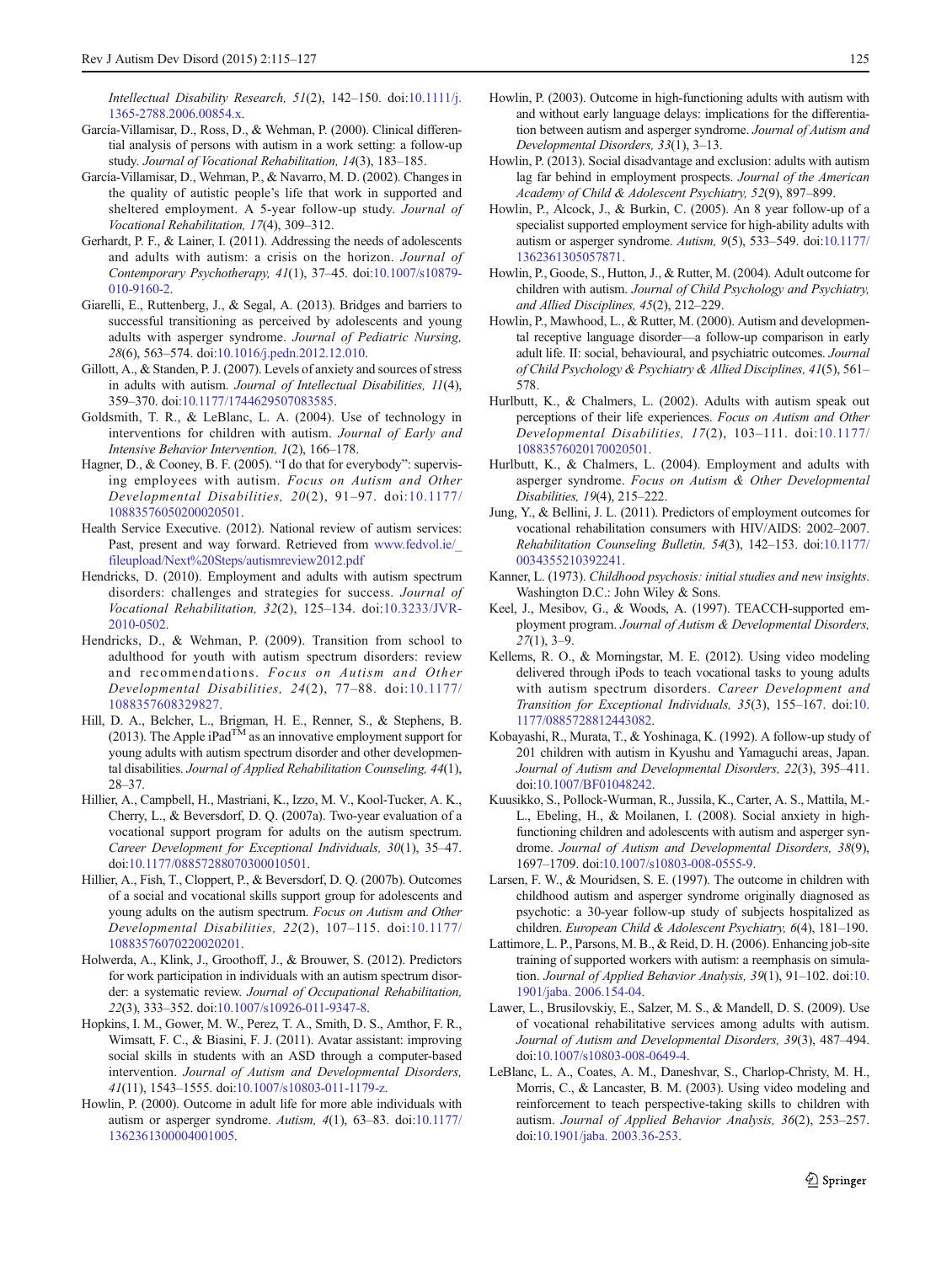Intellectual Disability Research, 51(2), 142–150. doi:10.1111/j.1365-2788.2006.00854.x.

García-Villamisar, D., Ross, D., & Wehman, P. (2000). Clinical differential analysis of persons with autism in a work setting: a follow-up study. *Journal of Vocational Rehabilitation, 14*(3), 183–185.

García-Villamisar, D., Wehman, P., & Navarro, M. D. (2002). Changes in the quality of autistic people's life that work in supported and sheltered employment. A 5-year follow-up study. *Journal of Vocational Rehabilitation, 17*(4), 309–312.

Gerhardt, P. F., & Lainer, I. (2011). Addressing the needs of adolescents and adults with autism: a crisis on the horizon. *Journal of Contemporary Psychotherapy, 41*(1), 37–45. doi:10.1007/s10879-010-9160-2.

Giarelli, E., Ruttenberg, J., & Segal, A. (2013). Bridges and barriers to successful transitioning as perceived by adolescents and young adults with asperger syndrome. *Journal of Pediatric Nursing, 28*(6), 563–574. doi:10.1016/j.pedn.2012.12.010.

Gillott, A., & Standen, P. J. (2007). Levels of anxiety and sources of stress in adults with autism. *Journal of Intellectual Disabilities, 11*(4), 359–370. doi:10.1177/1744629507083585.

Goldsmith, T. R., & LeBlanc, L. A. (2004). Use of technology in interventions for children with autism. *Journal of Early and Intensive Behavior Intervention, 1*(2), 166–178.

Hagner, D., & Cooney, B. F. (2005). "I do that for everybody": supervising employees with autism. *Focus on Autism and Other Developmental Disabilities, 20*(2), 91–97. doi:10.1177/10883576050200020501.

Health Service Executive. (2012). National review of autism services: Past, present and way forward. Retrieved from www.fedvol.ie/_fileupload/Next%20Steps/autismreview2012.pdf

Hendricks, D. (2010). Employment and adults with autism spectrum disorders: challenges and strategies for success. *Journal of Vocational Rehabilitation, 32*(2), 125–134. doi:10.3233/JVR-2010-0502.

Hendricks, D., & Wehman, P. (2009). Transition from school to adulthood for youth with autism spectrum disorders: review and recommendations. *Focus on Autism and Other Developmental Disabilities, 24*(2), 77–88. doi:10.1177/1088357608329827.

Hill, D. A., Belcher, L., Brigman, H. E., Renner, S., & Stephens, B. (2013). The Apple iPad™ as an innovative employment support for young adults with autism spectrum disorder and other developmental disabilities. *Journal of Applied Rehabilitation Counseling, 44*(1), 28–37.

Hillier, A., Campbell, H., Mastriani, K., Izzo, M. V., Kool-Tucker, A. K., Cherry, L., & Beversdorf, D. Q. (2007a). Two-year evaluation of a vocational support program for adults on the autism spectrum. *Career Development for Exceptional Individuals, 30*(1), 35–47. doi:10.1177/08857288070300010501.

Hillier, A., Fish, T., Cloppert, P., & Beversdorf, D. Q. (2007b). Outcomes of a social and vocational skills support group for adolescents and young adults on the autism spectrum. *Focus on Autism and Other Developmental Disabilities, 22*(2), 107–115. doi:10.1177/10883576070220020201.

Holwerda, A., Klink, J., Groothoff, J., & Brouwer, S. (2012). Predictors for work participation in individuals with an autism spectrum disorder: a systematic review. *Journal of Occupational Rehabilitation, 22*(3), 333–352. doi:10.1007/s10926-011-9347-8.

Hopkins, I. M., Gower, M. W., Perez, T. A., Smith, D. S., Amthor, F. R., Wimsatt, F. C., & Biasini, F. J. (2011). Avatar assistant: improving social skills in students with an ASD through a computer-based intervention. *Journal of Autism and Developmental Disorders, 41*(11), 1543–1555. doi:10.1007/s10803-011-1179-z.

Howlin, P. (2000). Outcome in adult life for more able individuals with autism or asperger syndrome. *Autism, 4*(1), 63–83. doi:10.1177/1362361300004001005.

Howlin, P. (2003). Outcome in high-functioning adults with autism with and without early language delays: implications for the differentiation between autism and asperger syndrome. *Journal of Autism and Developmental Disorders, 33*(1), 3–13.

Howlin, P. (2013). Social disadvantage and exclusion: adults with autism lag far behind in employment prospects. *Journal of the American Academy of Child & Adolescent Psychiatry, 52*(9), 897–899.

Howlin, P., Alcock, J., & Burkin, C. (2005). An 8 year follow-up of a specialist supported employment service for high-ability adults with autism or asperger syndrome. *Autism, 9*(5), 533–549. doi:10.1177/1362361305057871.

Howlin, P., Goode, S., Hutton, J., & Rutter, M. (2004). Adult outcome for children with autism. *Journal of Child Psychology and Psychiatry, and Allied Disciplines, 45*(2), 212–229.

Howlin, P., Mawhood, L., & Rutter, M. (2000). Autism and developmental receptive language disorder—a follow-up comparison in early adult life. II: social, behavioural, and psychiatric outcomes. *Journal of Child Psychology & Psychiatry & Allied Disciplines, 41*(5), 561–578.

Hurlbutt, K., & Chalmers, L. (2002). Adults with autism speak out perceptions of their life experiences. *Focus on Autism and Other Developmental Disabilities, 17*(2), 103–111. doi:10.1177/10883576020170020501.

Hurlbutt, K., & Chalmers, L. (2004). Employment and adults with asperger syndrome. *Focus on Autism & Other Developmental Disabilities, 19*(4), 215–222.

Jung, Y., & Bellini, J. L. (2011). Predictors of employment outcomes for vocational rehabilitation consumers with HIV/AIDS: 2002–2007. *Rehabilitation Counseling Bulletin, 54*(3), 142–153. doi:10.1177/0034355210392241.

Kanner, L. (1973). *Childhood psychosis: initial studies and new insights*. Washington D.C.: John Wiley & Sons.

Keel, J., Mesibov, G., & Woods, A. (1997). TEACCH-supported employment program. *Journal of Autism & Developmental Disorders, 27*(1), 3–9.

Kellems, R. O., & Morningstar, M. E. (2012). Using video modeling delivered through iPods to teach vocational tasks to young adults with autism spectrum disorders. *Career Development and Transition for Exceptional Individuals, 35*(3), 155–167. doi:10.1177/0885728812443082.

Kobayashi, R., Murata, T., & Yoshinaga, K. (1992). A follow-up study of 201 children with autism in Kyushu and Yamaguchi areas, Japan. *Journal of Autism and Developmental Disorders, 22*(3), 395–411. doi:10.1007/BF01048242.

Kuusikko, S., Pollock-Wurman, R., Jussila, K., Carter, A. S., Mattila, M.-L., Ebeling, H., & Moilanen, I. (2008). Social anxiety in high-functioning children and adolescents with autism and asperger syndrome. *Journal of Autism and Developmental Disorders, 38*(9), 1697–1709. doi:10.1007/s10803-008-0555-9.

Larsen, F. W., & Mouridsen, S. E. (1997). The outcome in children with childhood autism and asperger syndrome originally diagnosed as psychotic: a 30-year follow-up study of subjects hospitalized as children. *European Child & Adolescent Psychiatry, 6*(4), 181–190.

Lattimore, L. P., Parsons, M. B., & Reid, D. H. (2006). Enhancing job-site training of supported workers with autism: a reemphasis on simulation. *Journal of Applied Behavior Analysis, 39*(1), 91–102. doi:10.1901/jaba. 2006.154-04.

Lawer, L., Brusilovskiy, E., Salzer, M. S., & Mandell, D. S. (2009). Use of vocational rehabilitative services among adults with autism. *Journal of Autism and Developmental Disorders, 39*(3), 487–494. doi:10.1007/s10803-008-0649-4.

LeBlanc, L. A., Coates, A. M., Daneshvar, S., Charlop-Christy, M. H., Morris, C., & Lancaster, B. M. (2003). Using video modeling and reinforcement to teach perspective-taking skills to children with autism. *Journal of Applied Behavior Analysis, 36*(2), 253–257. doi:10.1901/jaba. 2003.36-253.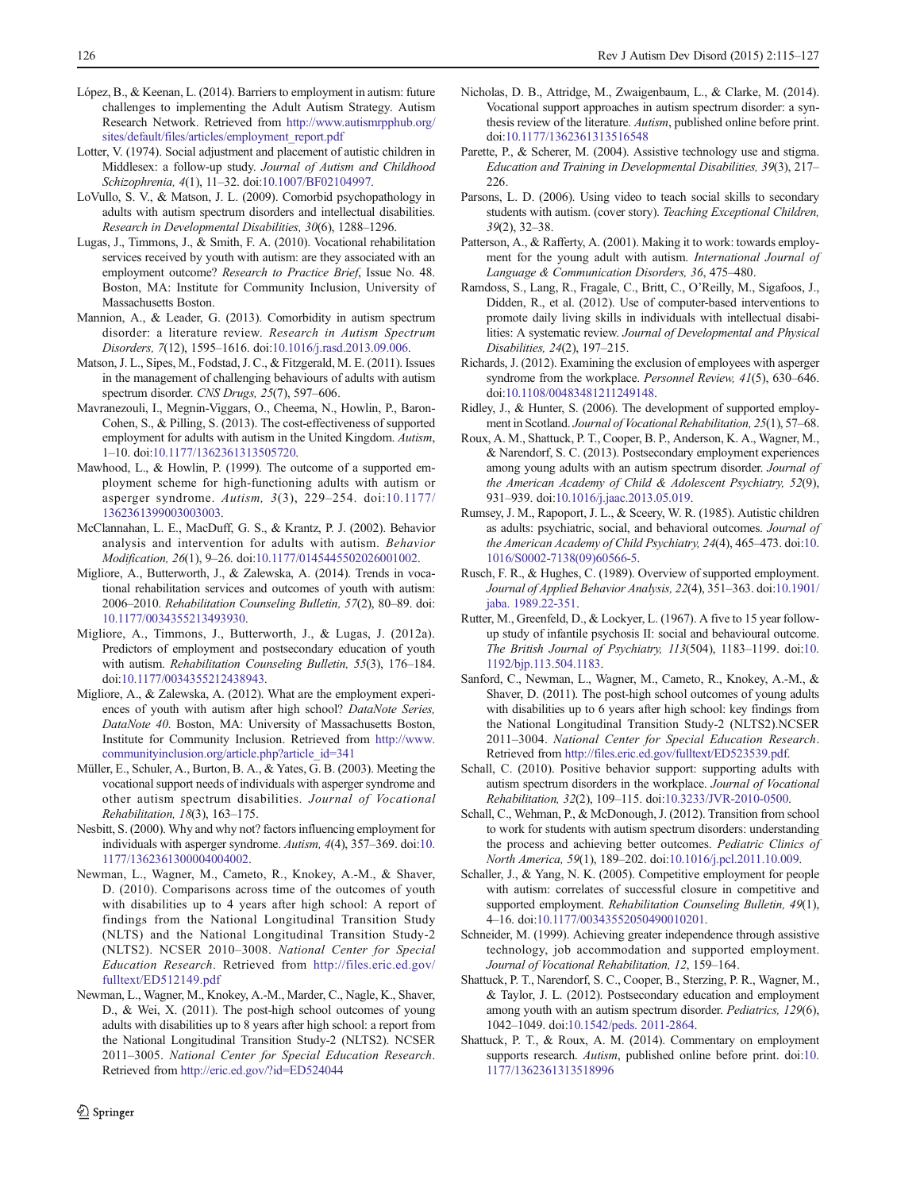López, B., & Keenan, L. (2014). Barriers to employment in autism: future challenges to implementing the Adult Autism Strategy. Autism Research Network. Retrieved from http://www.autismrpphub.org/sites/default/files/articles/employment_report.pdf

Lotter, V. (1974). Social adjustment and placement of autistic children in Middlesex: a follow-up study. *Journal of Autism and Childhood Schizophrenia, 4*(1), 11–32. doi:10.1007/BF02104997.

LoVullo, S. V., & Matson, J. L. (2009). Comorbid psychopathology in adults with autism spectrum disorders and intellectual disabilities. *Research in Developmental Disabilities, 30*(6), 1288–1296.

Lugas, J., Timmons, J., & Smith, F. A. (2010). Vocational rehabilitation services received by youth with autism: are they associated with an employment outcome? *Research to Practice Brief*, Issue No. 48. Boston, MA: Institute for Community Inclusion, University of Massachusetts Boston.

Mannion, A., & Leader, G. (2013). Comorbidity in autism spectrum disorder: a literature review. *Research in Autism Spectrum Disorders, 7*(12), 1595–1616. doi:10.1016/j.rasd.2013.09.006.

Matson, J. L., Sipes, M., Fodstad, J. C., & Fitzgerald, M. E. (2011). Issues in the management of challenging behaviours of adults with autism spectrum disorder. *CNS Drugs, 25*(7), 597–606.

Mavranezouli, I., Megnin-Viggars, O., Cheema, N., Howlin, P., Baron-Cohen, S., & Pilling, S. (2013). The cost-effectiveness of supported employment for adults with autism in the United Kingdom. *Autism*, 1–10. doi:10.1177/1362361313505720.

Mawhood, L., & Howlin, P. (1999). The outcome of a supported employment scheme for high-functioning adults with autism or asperger syndrome. *Autism, 3*(3), 229–254. doi:10.1177/1362361399003003003.

McClannahan, L. E., MacDuff, G. S., & Krantz, P. J. (2002). Behavior analysis and intervention for adults with autism. *Behavior Modification, 26*(1), 9–26. doi:10.1177/0145445502026001002.

Migliore, A., Butterworth, J., & Zalewska, A. (2014). Trends in vocational rehabilitation services and outcomes of youth with autism: 2006–2010. *Rehabilitation Counseling Bulletin, 57*(2), 80–89. doi:10.1177/0034355213493930.

Migliore, A., Timmons, J., Butterworth, J., & Lugas, J. (2012a). Predictors of employment and postsecondary education of youth with autism. *Rehabilitation Counseling Bulletin, 55*(3), 176–184. doi:10.1177/0034355212438943.

Migliore, A., & Zalewska, A. (2012). What are the employment experiences of youth with autism after high school? *DataNote Series, DataNote 40*. Boston, MA: University of Massachusetts Boston, Institute for Community Inclusion. Retrieved from http://www.communityinclusion.org/article.php?article_id=341

Müller, E., Schuler, A., Burton, B. A., & Yates, G. B. (2003). Meeting the vocational support needs of individuals with asperger syndrome and other autism spectrum disabilities. *Journal of Vocational Rehabilitation, 18*(3), 163–175.

Nesbitt, S. (2000). Why and why not? factors influencing employment for individuals with asperger syndrome. *Autism, 4*(4), 357–369. doi:10.1177/1362361300004004002.

Newman, L., Wagner, M., Cameto, R., Knokey, A.-M., & Shaver, D. (2010). Comparisons across time of the outcomes of youth with disabilities up to 4 years after high school: A report of findings from the National Longitudinal Transition Study (NLTS) and the National Longitudinal Transition Study-2 (NLTS2). NCSER 2010–3008. *National Center for Special Education Research*. Retrieved from http://files.eric.ed.gov/fulltext/ED512149.pdf

Newman, L., Wagner, M., Knokey, A.-M., Marder, C., Nagle, K., Shaver, D., & Wei, X. (2011). The post-high school outcomes of young adults with disabilities up to 8 years after high school: a report from the National Longitudinal Transition Study-2 (NLTS2). NCSER 2011–3005. *National Center for Special Education Research*. Retrieved from http://eric.ed.gov/?id=ED524044

Nicholas, D. B., Attridge, M., Zwaigenbaum, L., & Clarke, M. (2014). Vocational support approaches in autism spectrum disorder: a synthesis review of the literature. *Autism*, published online before print. doi:10.1177/1362361313516548

Parette, P., & Scherer, M. (2004). Assistive technology use and stigma. *Education and Training in Developmental Disabilities, 39*(3), 217–226.

Parsons, L. D. (2006). Using video to teach social skills to secondary students with autism. (cover story). *Teaching Exceptional Children, 39*(2), 32–38.

Patterson, A., & Rafferty, A. (2001). Making it to work: towards employment for the young adult with autism. *International Journal of Language & Communication Disorders, 36*, 475–480.

Ramdoss, S., Lang, R., Fragale, C., Britt, C., O'Reilly, M., Sigafoos, J., Didden, R., et al. (2012). Use of computer-based interventions to promote daily living skills in individuals with intellectual disabilities: A systematic review. *Journal of Developmental and Physical Disabilities, 24*(2), 197–215.

Richards, J. (2012). Examining the exclusion of employees with asperger syndrome from the workplace. *Personnel Review, 41*(5), 630–646. doi:10.1108/00483481211249148.

Ridley, J., & Hunter, S. (2006). The development of supported employment in Scotland. *Journal of Vocational Rehabilitation, 25*(1), 57–68.

Roux, A. M., Shattuck, P. T., Cooper, B. P., Anderson, K. A., Wagner, M., & Narendorf, S. C. (2013). Postsecondary employment experiences among young adults with an autism spectrum disorder. *Journal of the American Academy of Child & Adolescent Psychiatry, 52*(9), 931–939. doi:10.1016/j.jaac.2013.05.019.

Rumsey, J. M., Rapoport, J. L., & Sceery, W. R. (1985). Autistic children as adults: psychiatric, social, and behavioral outcomes. *Journal of the American Academy of Child Psychiatry, 24*(4), 465–473. doi:10.1016/S0002-7138(09)60566-5.

Rusch, F. R., & Hughes, C. (1989). Overview of supported employment. *Journal of Applied Behavior Analysis, 22*(4), 351–363. doi:10.1901/jaba. 1989.22-351.

Rutter, M., Greenfeld, D., & Lockyer, L. (1967). A five to 15 year follow-up study of infantile psychosis II: social and behavioural outcome. *The British Journal of Psychiatry, 113*(504), 1183–1199. doi:10.1192/bjp.113.504.1183.

Sanford, C., Newman, L., Wagner, M., Cameto, R., Knokey, A.-M., & Shaver, D. (2011). The post-high school outcomes of young adults with disabilities up to 6 years after high school: key findings from the National Longitudinal Transition Study-2 (NLTS2).NCSER 2011–3004. *National Center for Special Education Research*. Retrieved from http://files.eric.ed.gov/fulltext/ED523539.pdf.

Schall, C. (2010). Positive behavior support: supporting adults with autism spectrum disorders in the workplace. *Journal of Vocational Rehabilitation, 32*(2), 109–115. doi:10.3233/JVR-2010-0500.

Schall, C., Wehman, P., & McDonough, J. (2012). Transition from school to work for students with autism spectrum disorders: understanding the process and achieving better outcomes. *Pediatric Clinics of North America, 59*(1), 189–202. doi:10.1016/j.pcl.2011.10.009.

Schaller, J., & Yang, N. K. (2005). Competitive employment for people with autism: correlates of successful closure in competitive and supported employment. *Rehabilitation Counseling Bulletin, 49*(1), 4–16. doi:10.1177/00343552050490010201.

Schneider, M. (1999). Achieving greater independence through assistive technology, job accommodation and supported employment. *Journal of Vocational Rehabilitation, 12*, 159–164.

Shattuck, P. T., Narendorf, S. C., Cooper, B., Sterzing, P. R., Wagner, M., & Taylor, J. L. (2012). Postsecondary education and employment among youth with an autism spectrum disorder. *Pediatrics, 129*(6), 1042–1049. doi:10.1542/peds. 2011-2864.

Shattuck, P. T., & Roux, A. M. (2014). Commentary on employment supports research. *Autism*, published online before print. doi:10.1177/1362361313518996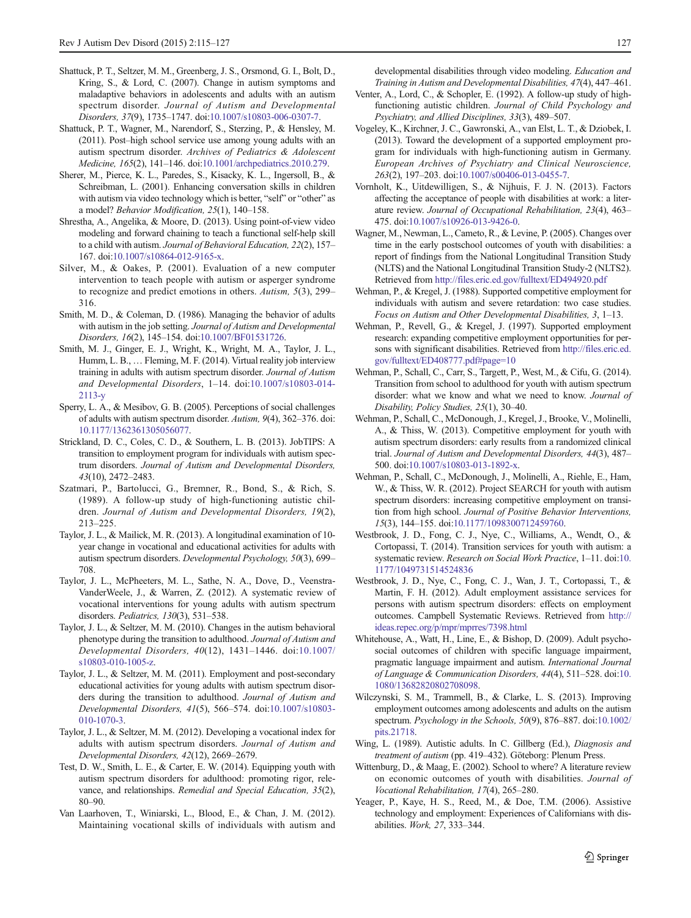Shattuck, P. T., Seltzer, M. M., Greenberg, J. S., Orsmond, G. I., Bolt, D., Kring, S., & Lord, C. (2007). Change in autism symptoms and maladaptive behaviors in adolescents and adults with an autism spectrum disorder. *Journal of Autism and Developmental Disorders, 37*(9), 1735–1747. doi:10.1007/s10803-006-0307-7.

Shattuck, P. T., Wagner, M., Narendorf, S., Sterzing, P., & Hensley, M. (2011). Post–high school service use among young adults with an autism spectrum disorder. *Archives of Pediatrics & Adolescent Medicine, 165*(2), 141–146. doi:10.1001/archpediatrics.2010.279.

Sherer, M., Pierce, K. L., Paredes, S., Kisacky, K. L., Ingersoll, B., & Schreibman, L. (2001). Enhancing conversation skills in children with autism via video technology which is better, "self" or "other" as a model? *Behavior Modification, 25*(1), 140–158.

Shrestha, A., Angelika, & Moore, D. (2013). Using point-of-view video modeling and forward chaining to teach a functional self-help skill to a child with autism. *Journal of Behavioral Education, 22*(2), 157–167. doi:10.1007/s10864-012-9165-x.

Silver, M., & Oakes, P. (2001). Evaluation of a new computer intervention to teach people with autism or asperger syndrome to recognize and predict emotions in others. *Autism, 5*(3), 299–316.

Smith, M. D., & Coleman, D. (1986). Managing the behavior of adults with autism in the job setting. *Journal of Autism and Developmental Disorders, 16*(2), 145–154. doi:10.1007/BF01531726.

Smith, M. J., Ginger, E. J., Wright, K., Wright, M. A., Taylor, J. L., Humm, L. B., … Fleming, M. F. (2014). Virtual reality job interview training in adults with autism spectrum disorder. *Journal of Autism and Developmental Disorders*, 1–14. doi:10.1007/s10803-014-2113-y

Sperry, L. A., & Mesibov, G. B. (2005). Perceptions of social challenges of adults with autism spectrum disorder. *Autism, 9*(4), 362–376. doi:10.1177/1362361305056077.

Strickland, D. C., Coles, C. D., & Southern, L. B. (2013). JobTIPS: A transition to employment program for individuals with autism spectrum disorders. *Journal of Autism and Developmental Disorders, 43*(10), 2472–2483.

Szatmari, P., Bartolucci, G., Bremner, R., Bond, S., & Rich, S. (1989). A follow-up study of high-functioning autistic children. *Journal of Autism and Developmental Disorders, 19*(2), 213–225.

Taylor, J. L., & Mailick, M. R. (2013). A longitudinal examination of 10-year change in vocational and educational activities for adults with autism spectrum disorders. *Developmental Psychology, 50*(3), 699–708.

Taylor, J. L., McPheeters, M. L., Sathe, N. A., Dove, D., Veenstra-VanderWeele, J., & Warren, Z. (2012). A systematic review of vocational interventions for young adults with autism spectrum disorders. *Pediatrics, 130*(3), 531–538.

Taylor, J. L., & Seltzer, M. M. (2010). Changes in the autism behavioral phenotype during the transition to adulthood. *Journal of Autism and Developmental Disorders, 40*(12), 1431–1446. doi:10.1007/s10803-010-1005-z.

Taylor, J. L., & Seltzer, M. M. (2011). Employment and post-secondary educational activities for young adults with autism spectrum disorders during the transition to adulthood. *Journal of Autism and Developmental Disorders, 41*(5), 566–574. doi:10.1007/s10803-010-1070-3.

Taylor, J. L., & Seltzer, M. M. (2012). Developing a vocational index for adults with autism spectrum disorders. *Journal of Autism and Developmental Disorders, 42*(12), 2669–2679.

Test, D. W., Smith, L. E., & Carter, E. W. (2014). Equipping youth with autism spectrum disorders for adulthood: promoting rigor, relevance, and relationships. *Remedial and Special Education, 35*(2), 80–90.

Van Laarhoven, T., Winiarski, L., Blood, E., & Chan, J. M. (2012). Maintaining vocational skills of individuals with autism and developmental disabilities through video modeling. *Education and Training in Autism and Developmental Disabilities, 47*(4), 447–461.

Venter, A., Lord, C., & Schopler, E. (1992). A follow-up study of high-functioning autistic children. *Journal of Child Psychology and Psychiatry, and Allied Disciplines, 33*(3), 489–507.

Vogeley, K., Kirchner, J. C., Gawronski, A., van Elst, L. T., & Dziobek, I. (2013). Toward the development of a supported employment program for individuals with high-functioning autism in Germany. *European Archives of Psychiatry and Clinical Neuroscience, 263*(2), 197–203. doi:10.1007/s00406-013-0455-7.

Vornholt, K., Uitdewilligen, S., & Nijhuis, F. J. N. (2013). Factors affecting the acceptance of people with disabilities at work: a literature review. *Journal of Occupational Rehabilitation, 23*(4), 463–475. doi:10.1007/s10926-013-9426-0.

Wagner, M., Newman, L., Cameto, R., & Levine, P. (2005). Changes over time in the early postschool outcomes of youth with disabilities: a report of findings from the National Longitudinal Transition Study (NLTS) and the National Longitudinal Transition Study-2 (NLTS2). Retrieved from http://files.eric.ed.gov/fulltext/ED494920.pdf

Wehman, P., & Kregel, J. (1988). Supported competitive employment for individuals with autism and severe retardation: two case studies. *Focus on Autism and Other Developmental Disabilities, 3*, 1–13.

Wehman, P., Revell, G., & Kregel, J. (1997). Supported employment research: expanding competitive employment opportunities for persons with significant disabilities. Retrieved from http://files.eric.ed.gov/fulltext/ED408777.pdf#page=10

Wehman, P., Schall, C., Carr, S., Targett, P., West, M., & Cifu, G. (2014). Transition from school to adulthood for youth with autism spectrum disorder: what we know and what we need to know. *Journal of Disability, Policy Studies, 25*(1), 30–40.

Wehman, P., Schall, C., McDonough, J., Kregel, J., Brooke, V., Molinelli, A., & Thiss, W. (2013). Competitive employment for youth with autism spectrum disorders: early results from a randomized clinical trial. *Journal of Autism and Developmental Disorders, 44*(3), 487–500. doi:10.1007/s10803-013-1892-x.

Wehman, P., Schall, C., McDonough, J., Molinelli, A., Riehle, E., Ham, W., & Thiss, W. R. (2012). Project SEARCH for youth with autism spectrum disorders: increasing competitive employment on transition from high school. *Journal of Positive Behavior Interventions, 15*(3), 144–155. doi:10.1177/1098300712459760.

Westbrook, J. D., Fong, C. J., Nye, C., Williams, A., Wendt, O., & Cortopassi, T. (2014). Transition services for youth with autism: a systematic review. *Research on Social Work Practice*, 1–11. doi:10.1177/1049731514524836

Westbrook, J. D., Nye, C., Fong, C. J., Wan, J. T., Cortopassi, T., & Martin, F. H. (2012). Adult employment assistance services for persons with autism spectrum disorders: effects on employment outcomes. Campbell Systematic Reviews. Retrieved from http://ideas.repec.org/p/mpr/mprres/7398.html

Whitehouse, A., Watt, H., Line, E., & Bishop, D. (2009). Adult psychosocial outcomes of children with specific language impairment, pragmatic language impairment and autism. *International Journal of Language & Communication Disorders, 44*(4), 511–528. doi:10.1080/13682820802708098.

Wilczynski, S. M., Trammell, B., & Clarke, L. S. (2013). Improving employment outcomes among adolescents and adults on the autism spectrum. *Psychology in the Schools, 50*(9), 876–887. doi:10.1002/pits.21718.

Wing, L. (1989). Autistic adults. In C. Gillberg (Ed.), *Diagnosis and treatment of autism* (pp. 419–432). Göteborg: Plenum Press.

Wittenburg, D., & Maag, E. (2002). School to where? A literature review on economic outcomes of youth with disabilities. *Journal of Vocational Rehabilitation, 17*(4), 265–280.

Yeager, P., Kaye, H. S., Reed, M., & Doe, T.M. (2006). Assistive technology and employment: Experiences of Californians with disabilities. *Work, 27*, 333–344.